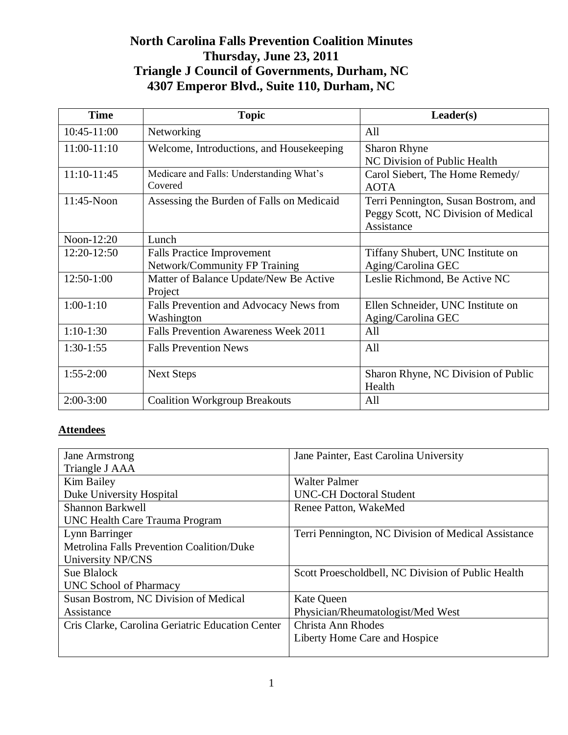# North Carolina Falls Prevention Coalition Minutes
## Thursday, June 23, 2011
## Triangle J Council of Governments, Durham, NC
## 4307 Emperor Blvd., Suite 110, Durham, NC

| Time | Topic | Leader(s) |
|---|---|---|
| 10:45-11:00 | Networking | All |
| 11:00-11:10 | Welcome, Introductions, and Housekeeping | Sharon Rhyne<br>NC Division of Public Health |
| 11:10-11:45 | Medicare and Falls: Understanding What's Covered | Carol Siebert, The Home Remedy/ AOTA |
| 11:45-Noon | Assessing the Burden of Falls on Medicaid | Terri Pennington, Susan Bostrom, and Peggy Scott, NC Division of Medical Assistance |
| Noon-12:20 | Lunch | |
| 12:20-12:50 | Falls Practice Improvement Network/Community FP Training | Tiffany Shubert, UNC Institute on Aging/Carolina GEC |
| 12:50-1:00 | Matter of Balance Update/New Be Active Project | Leslie Richmond, Be Active NC |
| 1:00-1:10 | Falls Prevention and Advocacy News from Washington | Ellen Schneider, UNC Institute on Aging/Carolina GEC |
| 1:10-1:30 | Falls Prevention Awareness Week 2011 | All |
| 1:30-1:55 | Falls Prevention News | All |
| 1:55-2:00 | Next Steps | Sharon Rhyne, NC Division of Public Health |
| 2:00-3:00 | Coalition Workgroup Breakouts | All |

**Attendees**

| | |
|---|---|
| Jane Armstrong<br>Triangle J AAA | Jane Painter, East Carolina University |
| Kim Bailey<br>Duke University Hospital | Walter Palmer<br>UNC-CH Doctoral Student |
| Shannon Barkwell<br>UNC Health Care Trauma Program | Renee Patton, WakeMed |
| Lynn Barringer<br>Metrolina Falls Prevention Coalition/Duke University NP/CNS | Terri Pennington, NC Division of Medical Assistance |
| Sue Blalock<br>UNC School of Pharmacy | Scott Proescholdbell, NC Division of Public Health |
| Susan Bostrom, NC Division of Medical Assistance | Kate Queen<br>Physician/Rheumatologist/Med West |
| Cris Clarke, Carolina Geriatric Education Center | Christa Ann Rhodes<br>Liberty Home Care and Hospice |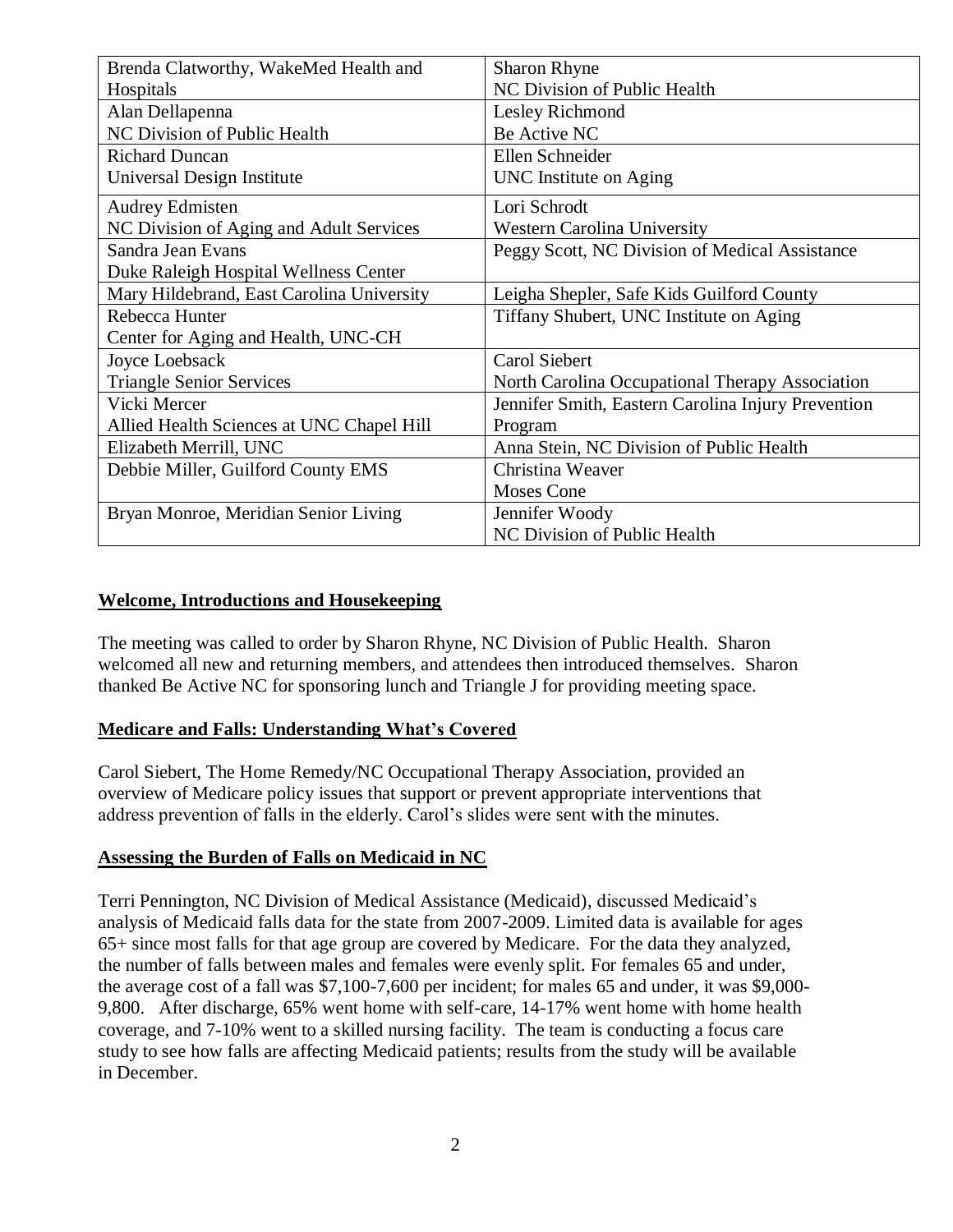| | |
|---|---|
| Brenda Clatworthy, WakeMed Health and Hospitals | Sharon Rhyne<br>NC Division of Public Health |
| Alan Dellapenna<br>NC Division of Public Health | Lesley Richmond<br>Be Active NC |
| Richard Duncan<br>Universal Design Institute | Ellen Schneider<br>UNC Institute on Aging |
| Audrey Edmisten<br>NC Division of Aging and Adult Services | Lori Schrodt<br>Western Carolina University |
| Sandra Jean Evans<br>Duke Raleigh Hospital Wellness Center | Peggy Scott, NC Division of Medical Assistance |
| Mary Hildebrand, East Carolina University | Leigha Shepler, Safe Kids Guilford County |
| Rebecca Hunter<br>Center for Aging and Health, UNC-CH | Tiffany Shubert, UNC Institute on Aging |
| Joyce Loebsack<br>Triangle Senior Services | Carol Siebert<br>North Carolina Occupational Therapy Association |
| Vicki Mercer<br>Allied Health Sciences at UNC Chapel Hill | Jennifer Smith, Eastern Carolina Injury Prevention Program |
| Elizabeth Merrill, UNC | Anna Stein, NC Division of Public Health |
| Debbie Miller, Guilford County EMS | Christina Weaver<br>Moses Cone |
| Bryan Monroe, Meridian Senior Living | Jennifer Woody<br>NC Division of Public Health |

## Welcome, Introductions and Housekeeping

The meeting was called to order by Sharon Rhyne, NC Division of Public Health. Sharon welcomed all new and returning members, and attendees then introduced themselves. Sharon thanked Be Active NC for sponsoring lunch and Triangle J for providing meeting space.

## Medicare and Falls: Understanding What's Covered

Carol Siebert, The Home Remedy/NC Occupational Therapy Association, provided an overview of Medicare policy issues that support or prevent appropriate interventions that address prevention of falls in the elderly. Carol's slides were sent with the minutes.

## Assessing the Burden of Falls on Medicaid in NC

Terri Pennington, NC Division of Medical Assistance (Medicaid), discussed Medicaid's analysis of Medicaid falls data for the state from 2007-2009. Limited data is available for ages 65+ since most falls for that age group are covered by Medicare. For the data they analyzed, the number of falls between males and females were evenly split. For females 65 and under, the average cost of a fall was $7,100-7,600 per incident; for males 65 and under, it was $9,000-9,800. After discharge, 65% went home with self-care, 14-17% went home with home health coverage, and 7-10% went to a skilled nursing facility. The team is conducting a focus care study to see how falls are affecting Medicaid patients; results from the study will be available in December.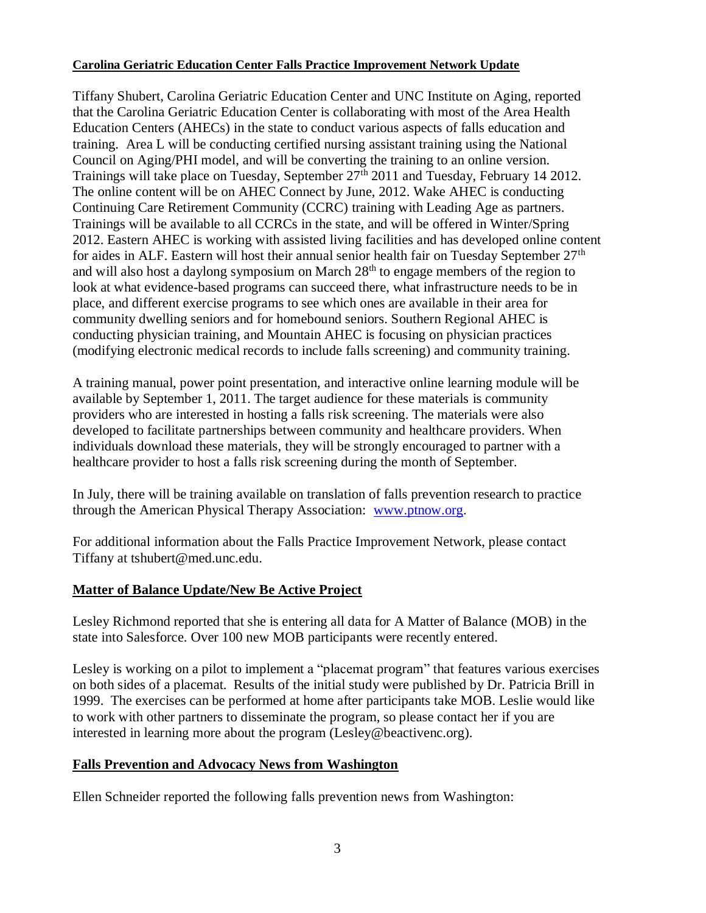## Carolina Geriatric Education Center Falls Practice Improvement Network Update

Tiffany Shubert, Carolina Geriatric Education Center and UNC Institute on Aging, reported that the Carolina Geriatric Education Center is collaborating with most of the Area Health Education Centers (AHECs) in the state to conduct various aspects of falls education and training. Area L will be conducting certified nursing assistant training using the National Council on Aging/PHI model, and will be converting the training to an online version. Trainings will take place on Tuesday, September 27th 2011 and Tuesday, February 14 2012. The online content will be on AHEC Connect by June, 2012. Wake AHEC is conducting Continuing Care Retirement Community (CCRC) training with Leading Age as partners. Trainings will be available to all CCRCs in the state, and will be offered in Winter/Spring 2012. Eastern AHEC is working with assisted living facilities and has developed online content for aides in ALF. Eastern will host their annual senior health fair on Tuesday September 27th and will also host a daylong symposium on March 28th to engage members of the region to look at what evidence-based programs can succeed there, what infrastructure needs to be in place, and different exercise programs to see which ones are available in their area for community dwelling seniors and for homebound seniors. Southern Regional AHEC is conducting physician training, and Mountain AHEC is focusing on physician practices (modifying electronic medical records to include falls screening) and community training.

A training manual, power point presentation, and interactive online learning module will be available by September 1, 2011. The target audience for these materials is community providers who are interested in hosting a falls risk screening. The materials were also developed to facilitate partnerships between community and healthcare providers. When individuals download these materials, they will be strongly encouraged to partner with a healthcare provider to host a falls risk screening during the month of September.

In July, there will be training available on translation of falls prevention research to practice through the American Physical Therapy Association: [www.ptnow.org](www.ptnow.org).

For additional information about the Falls Practice Improvement Network, please contact Tiffany at tshubert@med.unc.edu.

## Matter of Balance Update/New Be Active Project

Lesley Richmond reported that she is entering all data for A Matter of Balance (MOB) in the state into Salesforce. Over 100 new MOB participants were recently entered.

Lesley is working on a pilot to implement a "placemat program" that features various exercises on both sides of a placemat. Results of the initial study were published by Dr. Patricia Brill in 1999. The exercises can be performed at home after participants take MOB. Leslie would like to work with other partners to disseminate the program, so please contact her if you are interested in learning more about the program (Lesley@beactivenc.org).

## Falls Prevention and Advocacy News from Washington

Ellen Schneider reported the following falls prevention news from Washington: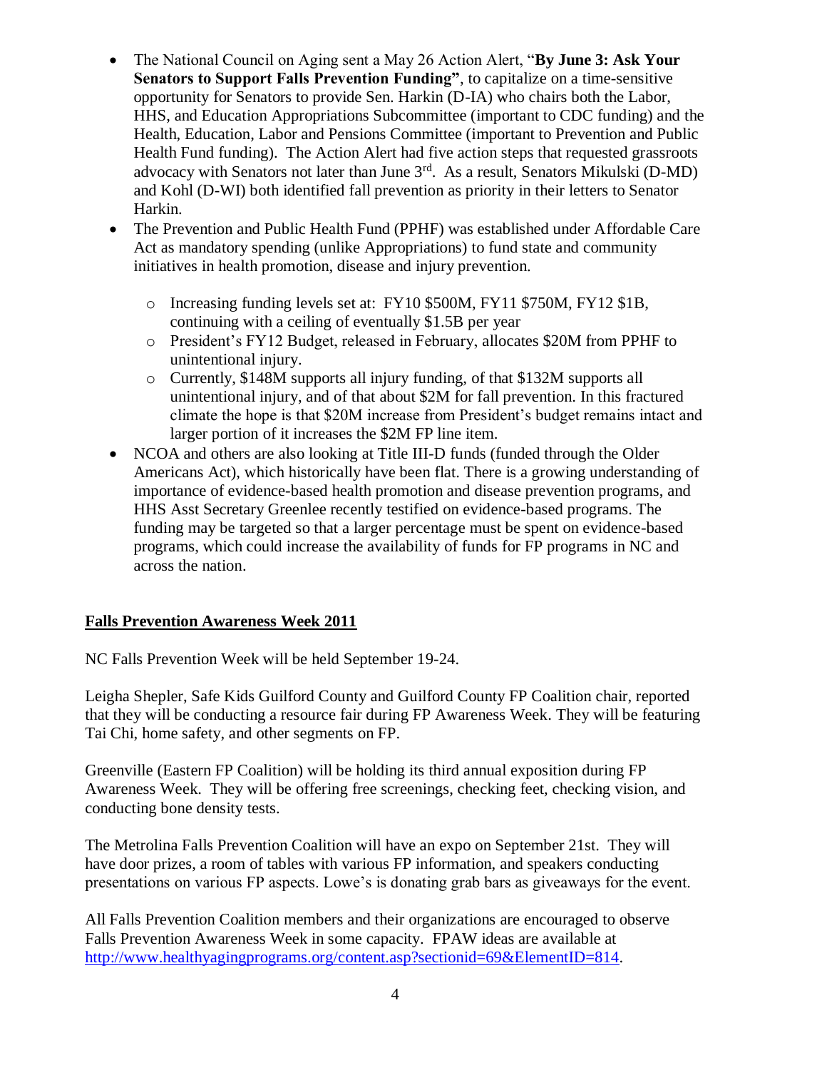- The National Council on Aging sent a May 26 Action Alert, "**By June 3: Ask Your Senators to Support Falls Prevention Funding"**, to capitalize on a time-sensitive opportunity for Senators to provide Sen. Harkin (D-IA) who chairs both the Labor, HHS, and Education Appropriations Subcommittee (important to CDC funding) and the Health, Education, Labor and Pensions Committee (important to Prevention and Public Health Fund funding). The Action Alert had five action steps that requested grassroots advocacy with Senators not later than June 3rd. As a result, Senators Mikulski (D-MD) and Kohl (D-WI) both identified fall prevention as priority in their letters to Senator Harkin.
- The Prevention and Public Health Fund (PPHF) was established under Affordable Care Act as mandatory spending (unlike Appropriations) to fund state and community initiatives in health promotion, disease and injury prevention.
  - Increasing funding levels set at: FY10 $500M, FY11 $750M, FY12 $1B, continuing with a ceiling of eventually $1.5B per year
  - President's FY12 Budget, released in February, allocates $20M from PPHF to unintentional injury.
  - Currently, $148M supports all injury funding, of that $132M supports all unintentional injury, and of that about $2M for fall prevention. In this fractured climate the hope is that $20M increase from President's budget remains intact and larger portion of it increases the $2M FP line item.
- NCOA and others are also looking at Title III-D funds (funded through the Older Americans Act), which historically have been flat. There is a growing understanding of importance of evidence-based health promotion and disease prevention programs, and HHS Asst Secretary Greenlee recently testified on evidence-based programs. The funding may be targeted so that a larger percentage must be spent on evidence-based programs, which could increase the availability of funds for FP programs in NC and across the nation.

**Falls Prevention Awareness Week 2011**

NC Falls Prevention Week will be held September 19-24.

Leigha Shepler, Safe Kids Guilford County and Guilford County FP Coalition chair, reported that they will be conducting a resource fair during FP Awareness Week. They will be featuring Tai Chi, home safety, and other segments on FP.

Greenville (Eastern FP Coalition) will be holding its third annual exposition during FP Awareness Week. They will be offering free screenings, checking feet, checking vision, and conducting bone density tests.

The Metrolina Falls Prevention Coalition will have an expo on September 21st. They will have door prizes, a room of tables with various FP information, and speakers conducting presentations on various FP aspects. Lowe's is donating grab bars as giveaways for the event.

All Falls Prevention Coalition members and their organizations are encouraged to observe Falls Prevention Awareness Week in some capacity. FPAW ideas are available at http://www.healthyagingprograms.org/content.asp?sectionid=69&ElementID=814.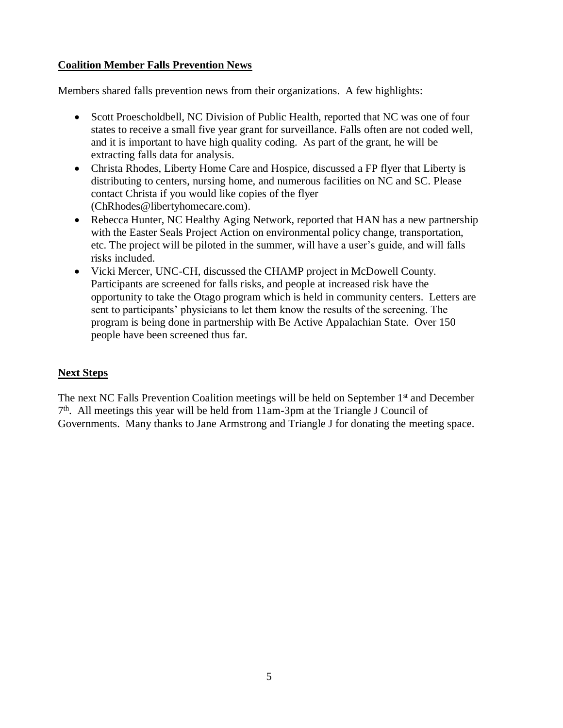**Coalition Member Falls Prevention News**

Members shared falls prevention news from their organizations. A few highlights:

- Scott Proescholdbell, NC Division of Public Health, reported that NC was one of four states to receive a small five year grant for surveillance. Falls often are not coded well, and it is important to have high quality coding. As part of the grant, he will be extracting falls data for analysis.
- Christa Rhodes, Liberty Home Care and Hospice, discussed a FP flyer that Liberty is distributing to centers, nursing home, and numerous facilities on NC and SC. Please contact Christa if you would like copies of the flyer (ChRhodes@libertyhomecare.com).
- Rebecca Hunter, NC Healthy Aging Network, reported that HAN has a new partnership with the Easter Seals Project Action on environmental policy change, transportation, etc. The project will be piloted in the summer, will have a user's guide, and will falls risks included.
- Vicki Mercer, UNC-CH, discussed the CHAMP project in McDowell County. Participants are screened for falls risks, and people at increased risk have the opportunity to take the Otago program which is held in community centers. Letters are sent to participants' physicians to let them know the results of the screening. The program is being done in partnership with Be Active Appalachian State. Over 150 people have been screened thus far.

**Next Steps**

The next NC Falls Prevention Coalition meetings will be held on September 1st and December 7th. All meetings this year will be held from 11am-3pm at the Triangle J Council of Governments. Many thanks to Jane Armstrong and Triangle J for donating the meeting space.